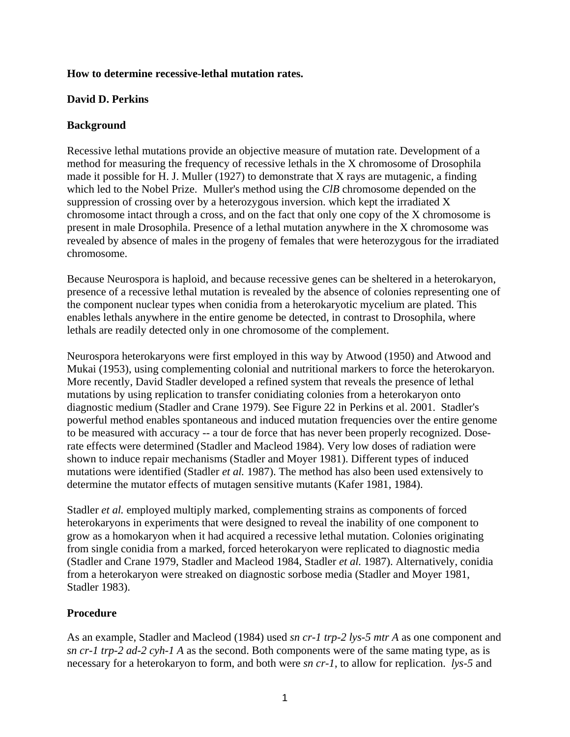**How to determine recessive-lethal mutation rates.**

**David D. Perkins**

**Background**

Recessive lethal mutations provide an objective measure of mutation rate. Development of a method for measuring the frequency of recessive lethals in the X chromosome of Drosophila made it possible for H. J. Muller (1927) to demonstrate that X rays are mutagenic, a finding which led to the Nobel Prize. Muller's method using the *ClB* chromosome depended on the suppression of crossing over by a heterozygous inversion. which kept the irradiated X chromosome intact through a cross, and on the fact that only one copy of the X chromosome is present in male Drosophila. Presence of a lethal mutation anywhere in the X chromosome was revealed by absence of males in the progeny of females that were heterozygous for the irradiated chromosome.

Because Neurospora is haploid, and because recessive genes can be sheltered in a heterokaryon, presence of a recessive lethal mutation is revealed by the absence of colonies representing one of the component nuclear types when conidia from a heterokaryotic mycelium are plated. This enables lethals anywhere in the entire genome be detected, in contrast to Drosophila, where lethals are readily detected only in one chromosome of the complement.

Neurospora heterokaryons were first employed in this way by Atwood (1950) and Atwood and Mukai (1953), using complementing colonial and nutritional markers to force the heterokaryon. More recently, David Stadler developed a refined system that reveals the presence of lethal mutations by using replication to transfer conidiating colonies from a heterokaryon onto diagnostic medium (Stadler and Crane 1979). See Figure 22 in Perkins et al. 2001. Stadler's powerful method enables spontaneous and induced mutation frequencies over the entire genome to be measured with accuracy -- a tour de force that has never been properly recognized. Dose-rate effects were determined (Stadler and Macleod 1984). Very low doses of radiation were shown to induce repair mechanisms (Stadler and Moyer 1981). Different types of induced mutations were identified (Stadler *et al.* 1987). The method has also been used extensively to determine the mutator effects of mutagen sensitive mutants (Kafer 1981, 1984).

Stadler *et al.* employed multiply marked, complementing strains as components of forced heterokaryons in experiments that were designed to reveal the inability of one component to grow as a homokaryon when it had acquired a recessive lethal mutation. Colonies originating from single conidia from a marked, forced heterokaryon were replicated to diagnostic media (Stadler and Crane 1979, Stadler and Macleod 1984, Stadler *et al.* 1987). Alternatively, conidia from a heterokaryon were streaked on diagnostic sorbose media (Stadler and Moyer 1981, Stadler 1983).

**Procedure**

As an example, Stadler and Macleod (1984) used *sn cr-1 trp-2 lys-5 mtr A* as one component and *sn cr-1 trp-2 ad-2 cyh-1 A* as the second. Both components were of the same mating type, as is necessary for a heterokaryon to form, and both were *sn cr-1*, to allow for replication. *lys-5* and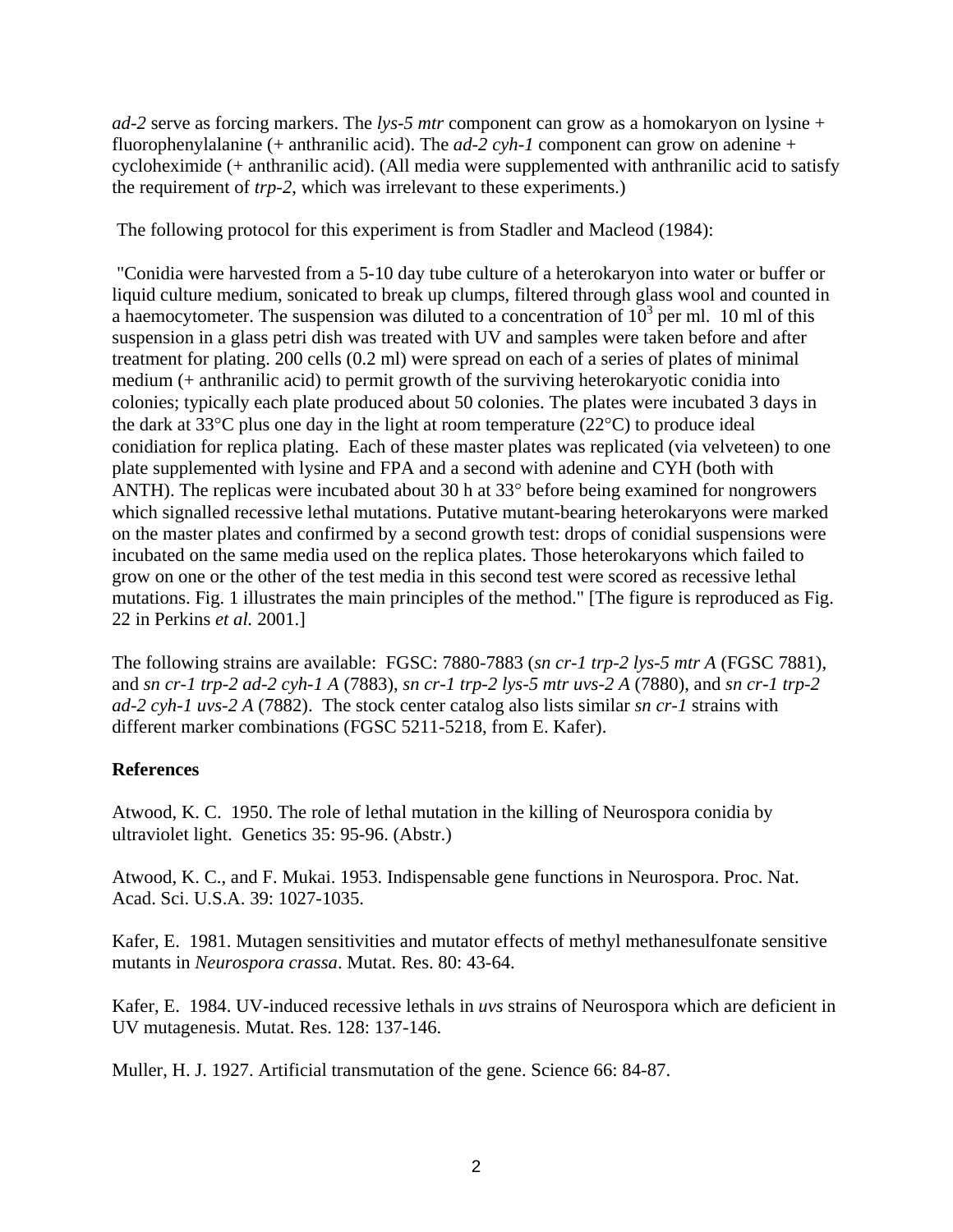*ad-2* serve as forcing markers. The *lys-5 mtr* component can grow as a homokaryon on lysine + fluorophenylalanine (+ anthranilic acid). The *ad-2 cyh-1* component can grow on adenine + cycloheximide (+ anthranilic acid). (All media were supplemented with anthranilic acid to satisfy the requirement of *trp-2*, which was irrelevant to these experiments.)

The following protocol for this experiment is from Stadler and Macleod (1984):

"Conidia were harvested from a 5-10 day tube culture of a heterokaryon into water or buffer or liquid culture medium, sonicated to break up clumps, filtered through glass wool and counted in a haemocytometer. The suspension was diluted to a concentration of $10^3$ per ml. 10 ml of this suspension in a glass petri dish was treated with UV and samples were taken before and after treatment for plating. 200 cells (0.2 ml) were spread on each of a series of plates of minimal medium (+ anthranilic acid) to permit growth of the surviving heterokaryotic conidia into colonies; typically each plate produced about 50 colonies. The plates were incubated 3 days in the dark at 33°C plus one day in the light at room temperature (22°C) to produce ideal conidiation for replica plating. Each of these master plates was replicated (via velveteen) to one plate supplemented with lysine and FPA and a second with adenine and CYH (both with ANTH). The replicas were incubated about 30 h at 33° before being examined for nongrowers which signalled recessive lethal mutations. Putative mutant-bearing heterokaryons were marked on the master plates and confirmed by a second growth test: drops of conidial suspensions were incubated on the same media used on the replica plates. Those heterokaryons which failed to grow on one or the other of the test media in this second test were scored as recessive lethal mutations. Fig. 1 illustrates the main principles of the method." [The figure is reproduced as Fig. 22 in Perkins *et al.* 2001.]

The following strains are available: FGSC: 7880-7883 (*sn cr-1 trp-2 lys-5 mtr A* (FGSC 7881), and *sn cr-1 trp-2 ad-2 cyh-1 A* (7883), *sn cr-1 trp-2 lys-5 mtr uvs-2 A* (7880), and *sn cr-1 trp-2 ad-2 cyh-1 uvs-2 A* (7882). The stock center catalog also lists similar *sn cr-1* strains with different marker combinations (FGSC 5211-5218, from E. Kafer).

**References**

Atwood, K. C. 1950. The role of lethal mutation in the killing of Neurospora conidia by ultraviolet light. Genetics 35: 95-96. (Abstr.)

Atwood, K. C., and F. Mukai. 1953. Indispensable gene functions in Neurospora. Proc. Nat. Acad. Sci. U.S.A. 39: 1027-1035.

Kafer, E. 1981. Mutagen sensitivities and mutator effects of methyl methanesulfonate sensitive mutants in *Neurospora crassa*. Mutat. Res. 80: 43-64.

Kafer, E. 1984. UV-induced recessive lethals in *uvs* strains of Neurospora which are deficient in UV mutagenesis. Mutat. Res. 128: 137-146.

Muller, H. J. 1927. Artificial transmutation of the gene. Science 66: 84-87.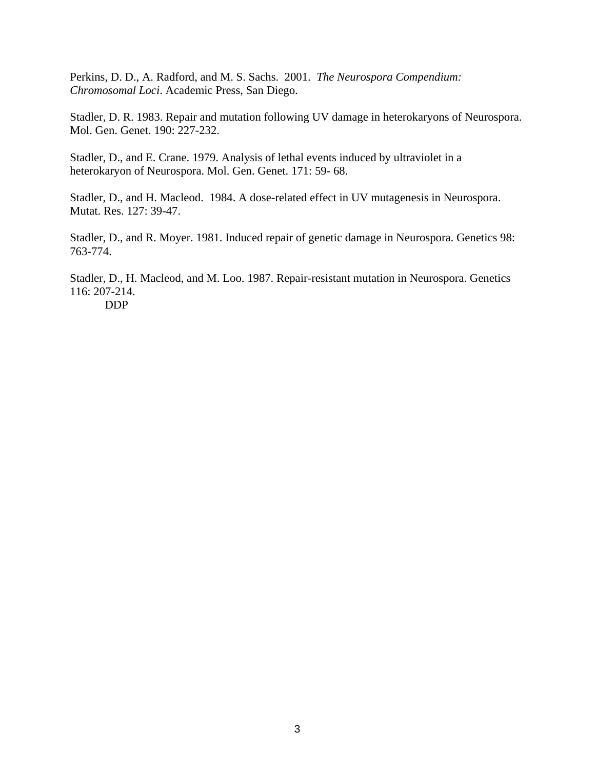Perkins, D. D., A. Radford, and M. S. Sachs. 2001. *The Neurospora Compendium: Chromosomal Loci*. Academic Press, San Diego.

Stadler, D. R. 1983. Repair and mutation following UV damage in heterokaryons of Neurospora. Mol. Gen. Genet. 190: 227-232.

Stadler, D., and E. Crane. 1979. Analysis of lethal events induced by ultraviolet in a heterokaryon of Neurospora. Mol. Gen. Genet. 171: 59- 68.

Stadler, D., and H. Macleod. 1984. A dose-related effect in UV mutagenesis in Neurospora. Mutat. Res. 127: 39-47.

Stadler, D., and R. Moyer. 1981. Induced repair of genetic damage in Neurospora. Genetics 98: 763-774.

Stadler, D., H. Macleod, and M. Loo. 1987. Repair-resistant mutation in Neurospora. Genetics 116: 207-214.

DDP